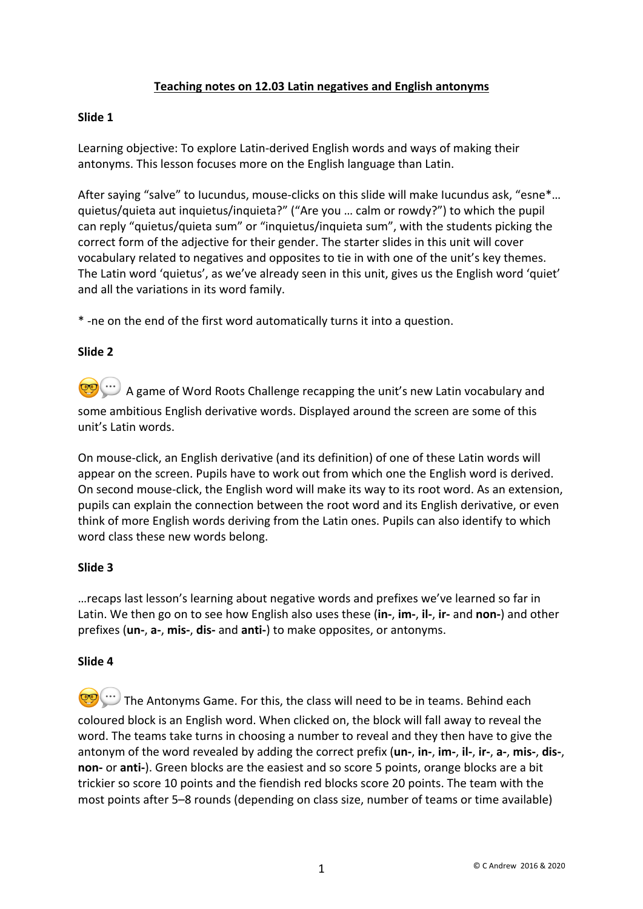# Teaching notes on 12.03 Latin negatives and English antonyms

**Slide 1**

Learning objective: To explore Latin-derived English words and ways of making their antonyms. This lesson focuses more on the English language than Latin.

After saying "salve" to Iucundus, mouse-clicks on this slide will make Iucundus ask, "esne*… quietus/quieta aut inquietus/inquieta?" ("Are you … calm or rowdy?") to which the pupil can reply "quietus/quieta sum" or "inquietus/inquieta sum", with the students picking the correct form of the adjective for their gender. The starter slides in this unit will cover vocabulary related to negatives and opposites to tie in with one of the unit's key themes. The Latin word 'quietus', as we've already seen in this unit, gives us the English word 'quiet' and all the variations in its word family.

* -ne on the end of the first word automatically turns it into a question.

**Slide 2**

🤓💬 A game of Word Roots Challenge recapping the unit's new Latin vocabulary and some ambitious English derivative words. Displayed around the screen are some of this unit's Latin words.

On mouse-click, an English derivative (and its definition) of one of these Latin words will appear on the screen. Pupils have to work out from which one the English word is derived. On second mouse-click, the English word will make its way to its root word. As an extension, pupils can explain the connection between the root word and its English derivative, or even think of more English words deriving from the Latin ones. Pupils can also identify to which word class these new words belong.

**Slide 3**

…recaps last lesson's learning about negative words and prefixes we've learned so far in Latin. We then go on to see how English also uses these (**in-**, **im-**, **il-**, **ir-** and **non-**) and other prefixes (**un-**, **a-**, **mis-**, **dis-** and **anti-**) to make opposites, or antonyms.

**Slide 4**

🤓💬 The Antonyms Game. For this, the class will need to be in teams. Behind each coloured block is an English word. When clicked on, the block will fall away to reveal the word. The teams take turns in choosing a number to reveal and they then have to give the antonym of the word revealed by adding the correct prefix (**un-**, **in-**, **im-**, **il-**, **ir-**, **a-**, **mis-**, **dis-**, **non-** or **anti-**). Green blocks are the easiest and so score 5 points, orange blocks are a bit trickier so score 10 points and the fiendish red blocks score 20 points. The team with the most points after 5–8 rounds (depending on class size, number of teams or time available)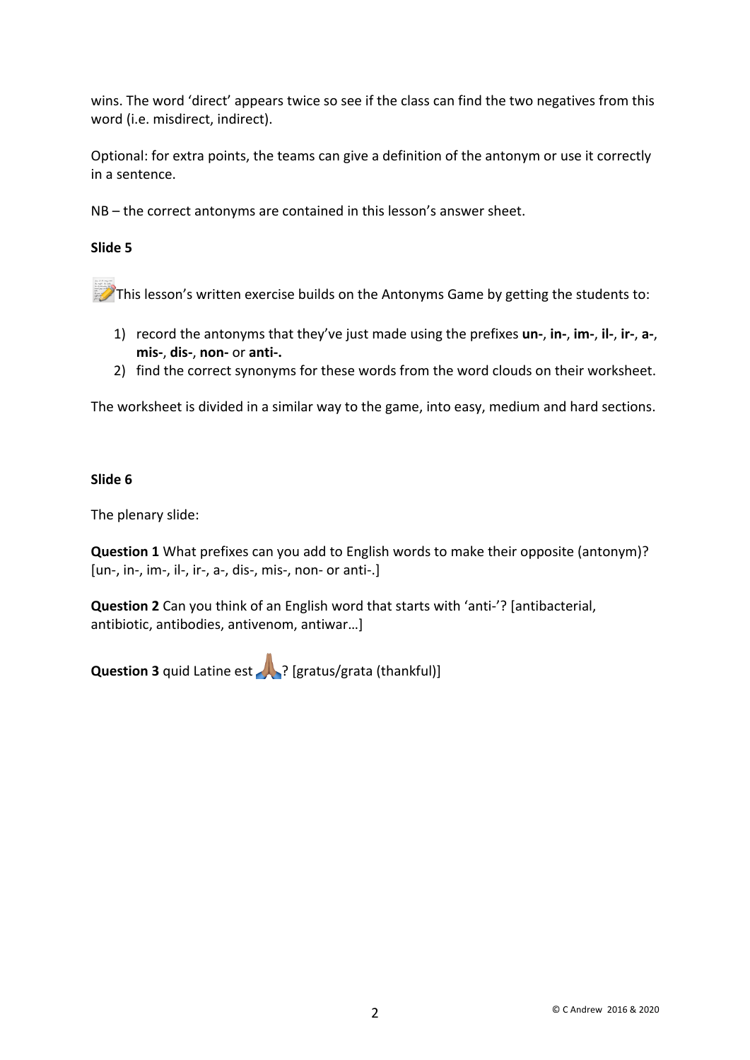wins. The word 'direct' appears twice so see if the class can find the two negatives from this word (i.e. misdirect, indirect).

Optional: for extra points, the teams can give a definition of the antonym or use it correctly in a sentence.

NB – the correct antonyms are contained in this lesson's answer sheet.

**Slide 5**

📝This lesson's written exercise builds on the Antonyms Game by getting the students to:

1) record the antonyms that they've just made using the prefixes **un-**, **in-**, **im-**, **il-**, **ir-**, **a-**, **mis-**, **dis-**, **non-** or **anti-.**
2) find the correct synonyms for these words from the word clouds on their worksheet.

The worksheet is divided in a similar way to the game, into easy, medium and hard sections.

**Slide 6**

The plenary slide:

**Question 1** What prefixes can you add to English words to make their opposite (antonym)? [un-, in-, im-, il-, ir-, a-, dis-, mis-, non- or anti-.]

**Question 2** Can you think of an English word that starts with 'anti-'? [antibacterial, antibiotic, antibodies, antivenom, antiwar…]

**Question 3** quid Latine est 🙏? [gratus/grata (thankful)]

© C Andrew 2016 & 2020